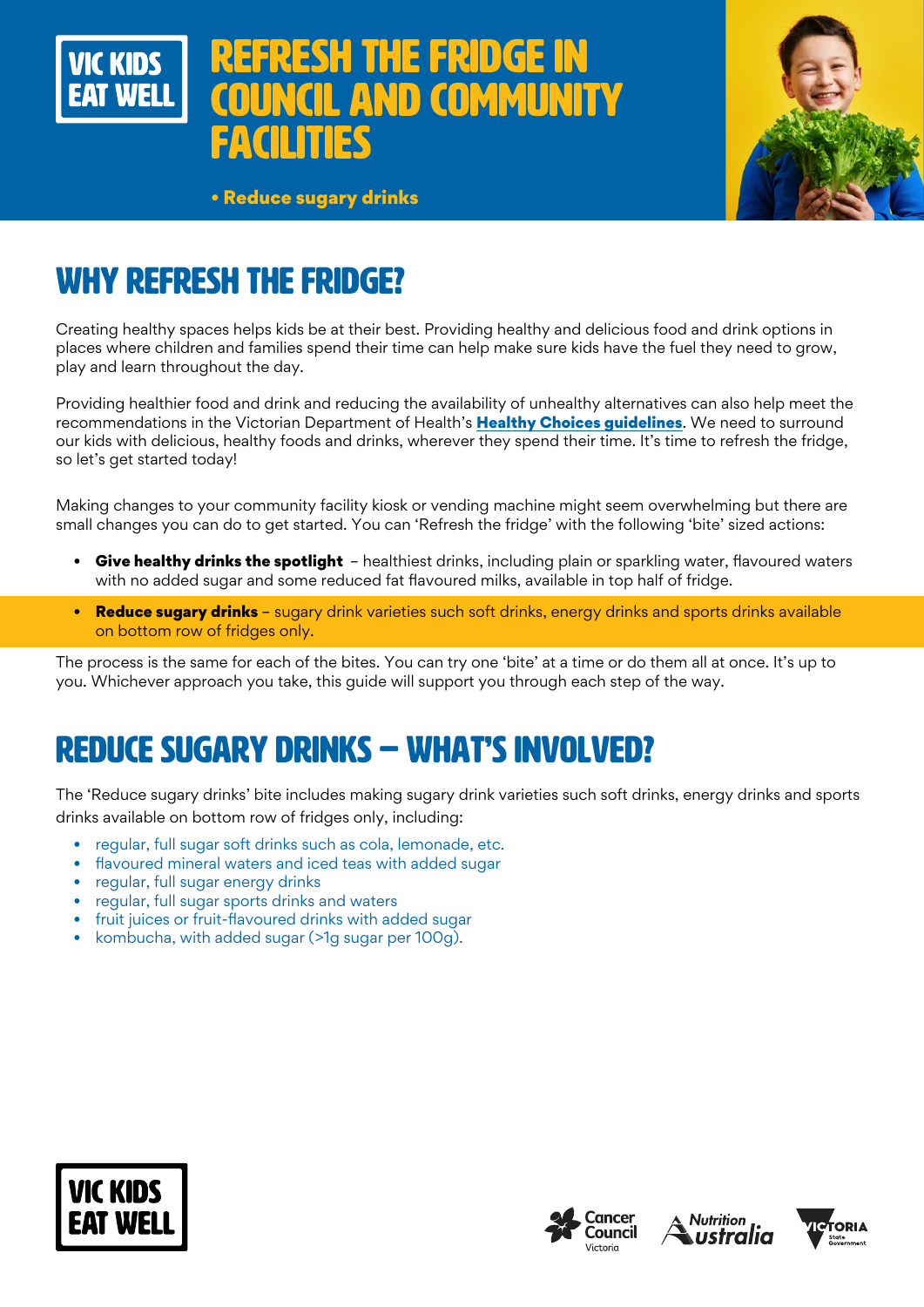VIC KIDS EAT WELL

# REFRESH THE FRIDGE IN COUNCIL AND COMMUNITY FACILITIES

• **Reduce sugary drinks**

## WHY REFRESH THE FRIDGE?

Creating healthy spaces helps kids be at their best. Providing healthy and delicious food and drink options in places where children and families spend their time can help make sure kids have the fuel they need to grow, play and learn throughout the day.

Providing healthier food and drink and reducing the availability of unhealthy alternatives can also help meet the recommendations in the Victorian Department of Health's **Healthy Choices guidelines**. We need to surround our kids with delicious, healthy foods and drinks, wherever they spend their time. It's time to refresh the fridge, so let's get started today!

Making changes to your community facility kiosk or vending machine might seem overwhelming but there are small changes you can do to get started. You can 'Refresh the fridge' with the following 'bite' sized actions:

- **Give healthy drinks the spotlight** – healthiest drinks, including plain or sparkling water, flavoured waters with no added sugar and some reduced fat flavoured milks, available in top half of fridge.
- **Reduce sugary drinks** – sugary drink varieties such soft drinks, energy drinks and sports drinks available on bottom row of fridges only.

The process is the same for each of the bites. You can try one 'bite' at a time or do them all at once. It's up to you. Whichever approach you take, this guide will support you through each step of the way.

## REDUCE SUGARY DRINKS – WHAT'S INVOLVED?

The 'Reduce sugary drinks' bite includes making sugary drink varieties such soft drinks, energy drinks and sports drinks available on bottom row of fridges only, including:

- regular, full sugar soft drinks such as cola, lemonade, etc.
- flavoured mineral waters and iced teas with added sugar
- regular, full sugar energy drinks
- regular, full sugar sports drinks and waters
- fruit juices or fruit-flavoured drinks with added sugar
- kombucha, with added sugar (>1g sugar per 100g).

VIC KIDS EAT WELL

Cancer Council Victoria | Nutrition Australia | Victoria State Government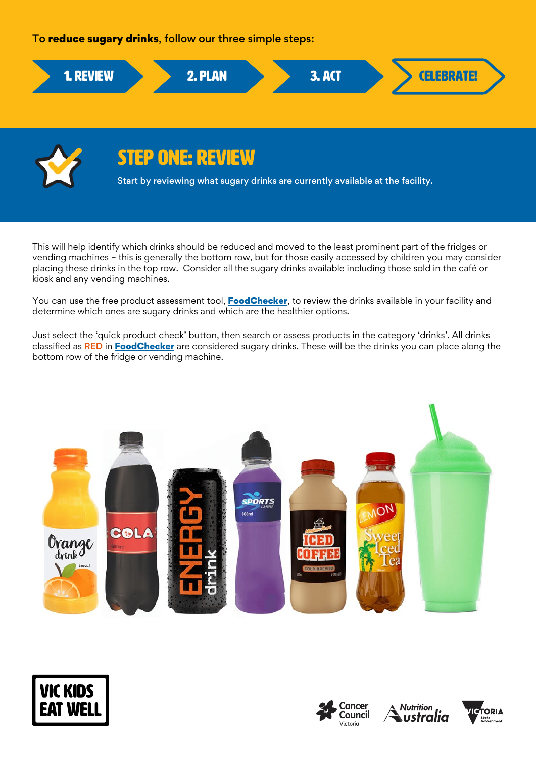To **reduce sugary drinks**, follow our three simple steps:

**1. REVIEW** → **2. PLAN** → **3. ACT** → **CELEBRATE!**

# STEP ONE: REVIEW

Start by reviewing what sugary drinks are currently available at the facility.

This will help identify which drinks should be reduced and moved to the least prominent part of the fridges or vending machines – this is generally the bottom row, but for those easily accessed by children you may consider placing these drinks in the top row. Consider all the sugary drinks available including those sold in the café or kiosk and any vending machines.

You can use the free product assessment tool, **FoodChecker**, to review the drinks available in your facility and determine which ones are sugary drinks and which are the healthier options.

Just select the 'quick product check' button, then search or assess products in the category 'drinks'. All drinks classified as RED in **FoodChecker** are considered sugary drinks. These will be the drinks you can place along the bottom row of the fridge or vending machine.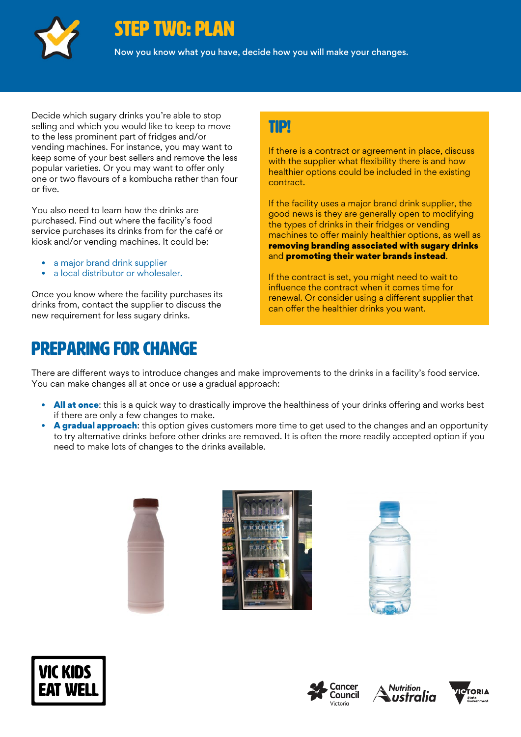# STEP TWO: PLAN

Now you know what you have, decide how you will make your changes.

Decide which sugary drinks you're able to stop selling and which you would like to keep to move to the less prominent part of fridges and/or vending machines. For instance, you may want to keep some of your best sellers and remove the less popular varieties. Or you may want to offer only one or two flavours of a kombucha rather than four or five.

You also need to learn how the drinks are purchased. Find out where the facility's food service purchases its drinks from for the café or kiosk and/or vending machines. It could be:

- a major brand drink supplier
- a local distributor or wholesaler.

Once you know where the facility purchases its drinks from, contact the supplier to discuss the new requirement for less sugary drinks.

## TIP!

If there is a contract or agreement in place, discuss with the supplier what flexibility there is and how healthier options could be included in the existing contract.

If the facility uses a major brand drink supplier, the good news is they are generally open to modifying the types of drinks in their fridges or vending machines to offer mainly healthier options, as well as **removing branding associated with sugary drinks** and **promoting their water brands instead**.

If the contract is set, you might need to wait to influence the contract when it comes time for renewal. Or consider using a different supplier that can offer the healthier drinks you want.

## PREPARING FOR CHANGE

There are different ways to introduce changes and make improvements to the drinks in a facility's food service. You can make changes all at once or use a gradual approach:

- **All at once**: this is a quick way to drastically improve the healthiness of your drinks offering and works best if there are only a few changes to make.
- **A gradual approach**: this option gives customers more time to get used to the changes and an opportunity to try alternative drinks before other drinks are removed. It is often the more readily accepted option if you need to make lots of changes to the drinks available.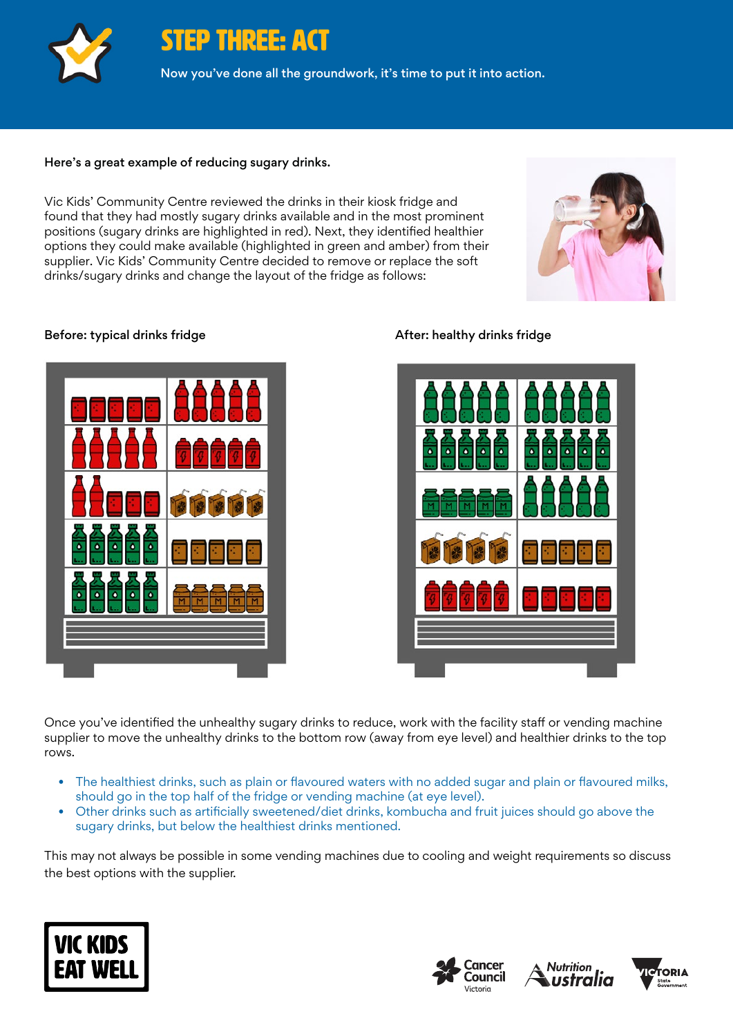# STEP THREE: ACT

Now you've done all the groundwork, it's time to put it into action.

**Here's a great example of reducing sugary drinks.**

Vic Kids' Community Centre reviewed the drinks in their kiosk fridge and found that they had mostly sugary drinks available and in the most prominent positions (sugary drinks are highlighted in red). Next, they identified healthier options they could make available (highlighted in green and amber) from their supplier. Vic Kids' Community Centre decided to remove or replace the soft drinks/sugary drinks and change the layout of the fridge as follows:

Before: typical drinks fridge

After: healthy drinks fridge

Once you've identified the unhealthy sugary drinks to reduce, work with the facility staff or vending machine supplier to move the unhealthy drinks to the bottom row (away from eye level) and healthier drinks to the top rows.

- The healthiest drinks, such as plain or flavoured waters with no added sugar and plain or flavoured milks, should go in the top half of the fridge or vending machine (at eye level).
- Other drinks such as artificially sweetened/diet drinks, kombucha and fruit juices should go above the sugary drinks, but below the healthiest drinks mentioned.

This may not always be possible in some vending machines due to cooling and weight requirements so discuss the best options with the supplier.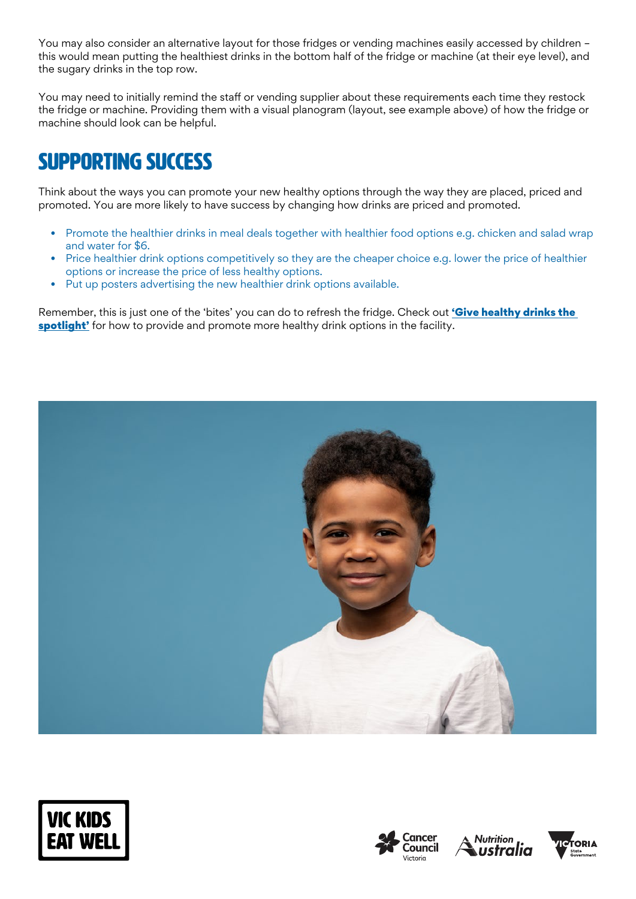You may also consider an alternative layout for those fridges or vending machines easily accessed by children – this would mean putting the healthiest drinks in the bottom half of the fridge or machine (at their eye level), and the sugary drinks in the top row.

You may need to initially remind the staff or vending supplier about these requirements each time they restock the fridge or machine. Providing them with a visual planogram (layout, see example above) of how the fridge or machine should look can be helpful.

## SUPPORTING SUCCESS

Think about the ways you can promote your new healthy options through the way they are placed, priced and promoted. You are more likely to have success by changing how drinks are priced and promoted.

- Promote the healthier drinks in meal deals together with healthier food options e.g. chicken and salad wrap and water for $6.
- Price healthier drink options competitively so they are the cheaper choice e.g. lower the price of healthier options or increase the price of less healthy options.
- Put up posters advertising the new healthier drink options available.

Remember, this is just one of the 'bites' you can do to refresh the fridge. Check out **'Give healthy drinks the spotlight'** for how to provide and promote more healthy drink options in the facility.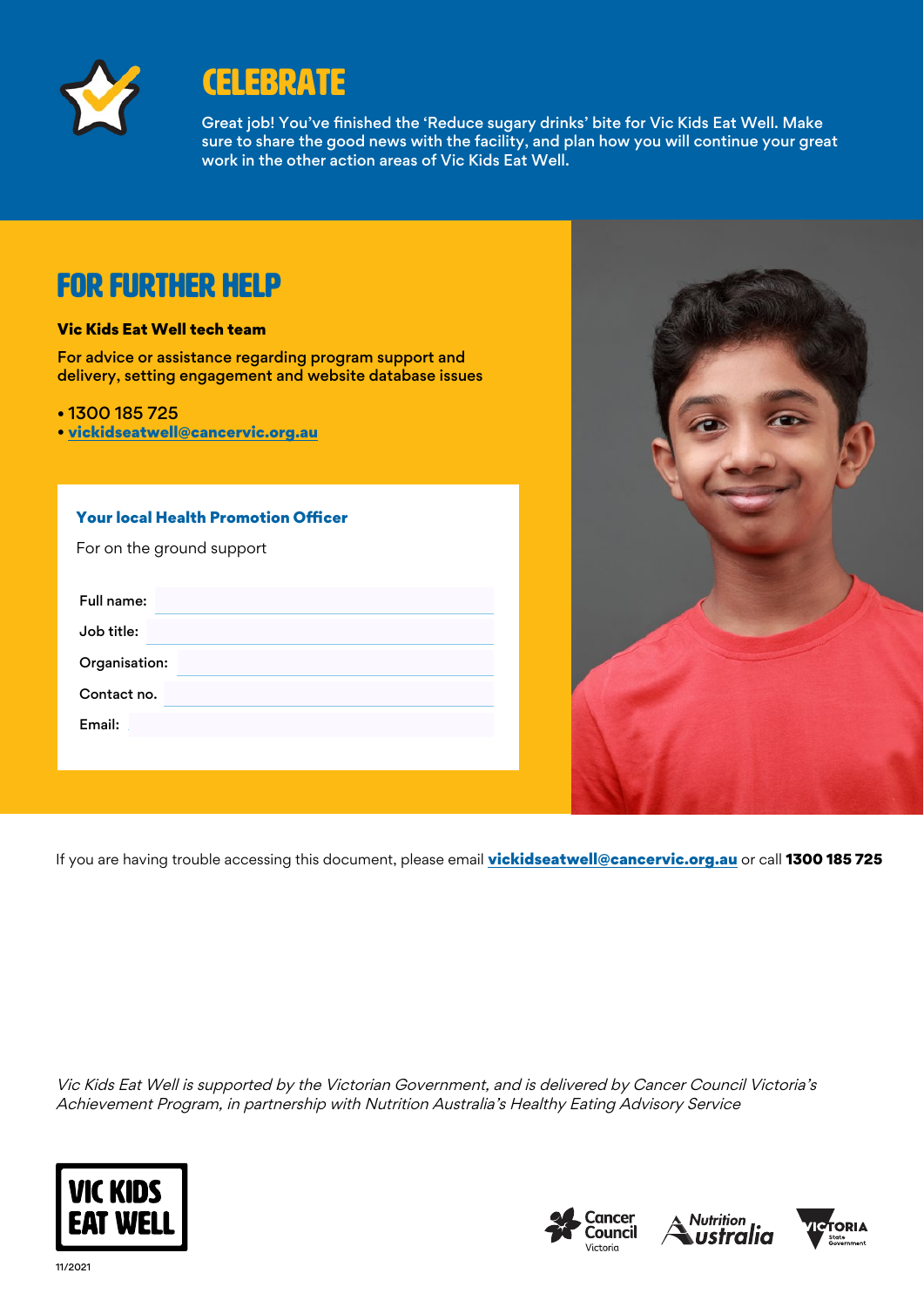# CELEBRATE

Great job! You've finished the 'Reduce sugary drinks' bite for Vic Kids Eat Well. Make sure to share the good news with the facility, and plan how you will continue your great work in the other action areas of Vic Kids Eat Well.

## FOR FURTHER HELP

**Vic Kids Eat Well tech team**

For advice or assistance regarding program support and delivery, setting engagement and website database issues

- 1300 185 725
- **vickidseatwell@cancervic.org.au**

**Your local Health Promotion Officer**

For on the ground support

Full name:

Job title:

Organisation:

Contact no.

Email:

If you are having trouble accessing this document, please email **vickidseatwell@cancervic.org.au** or call **1300 185 725**

*Vic Kids Eat Well is supported by the Victorian Government, and is delivered by Cancer Council Victoria's Achievement Program, in partnership with Nutrition Australia's Healthy Eating Advisory Service*

VIC KIDS EAT WELL

Cancer Council Victoria | Nutrition Australia | Victoria State Government

11/2021